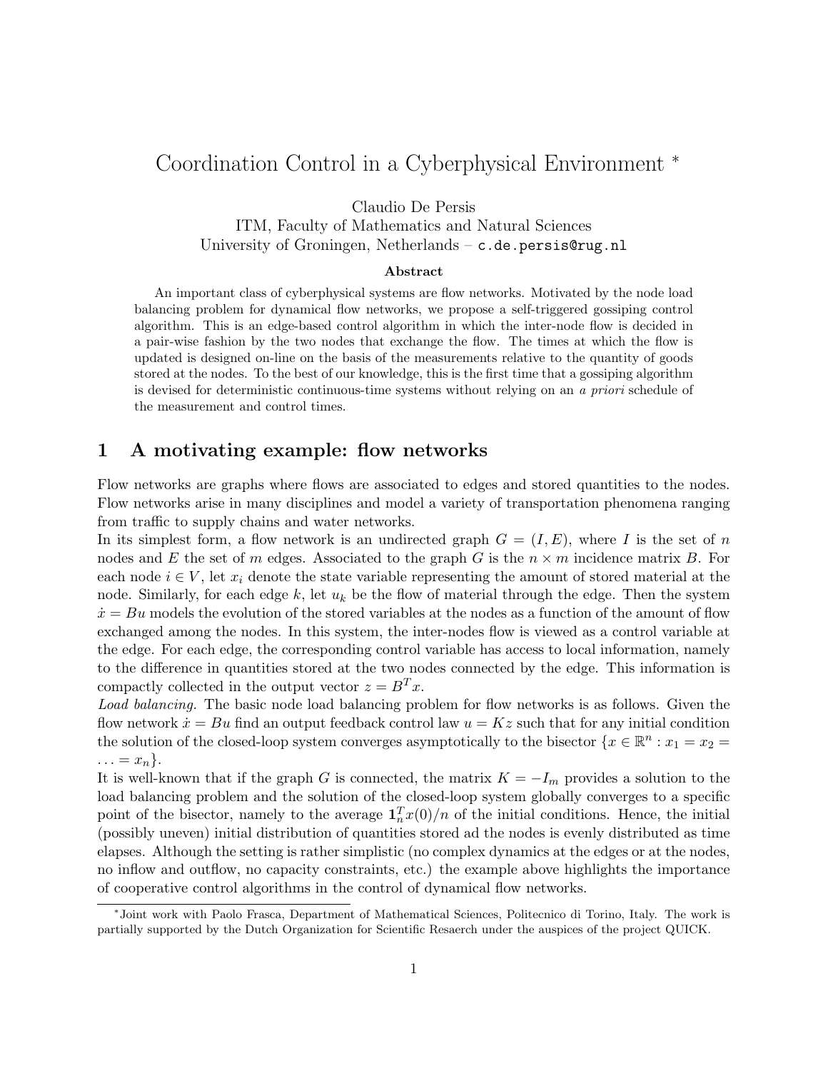# Coordination Control in a Cyberphysical Environment *

Claudio De Persis
ITM, Faculty of Mathematics and Natural Sciences
University of Groningen, Netherlands – c.de.persis@rug.nl

### Abstract

An important class of cyberphysical systems are flow networks. Motivated by the node load balancing problem for dynamical flow networks, we propose a self-triggered gossiping control algorithm. This is an edge-based control algorithm in which the inter-node flow is decided in a pair-wise fashion by the two nodes that exchange the flow. The times at which the flow is updated is designed on-line on the basis of the measurements relative to the quantity of goods stored at the nodes. To the best of our knowledge, this is the first time that a gossiping algorithm is devised for deterministic continuous-time systems without relying on an *a priori* schedule of the measurement and control times.

## 1 A motivating example: flow networks

Flow networks are graphs where flows are associated to edges and stored quantities to the nodes. Flow networks arise in many disciplines and model a variety of transportation phenomena ranging from traffic to supply chains and water networks.

In its simplest form, a flow network is an undirected graph $G = (I, E)$, where $I$ is the set of $n$ nodes and $E$ the set of $m$ edges. Associated to the graph $G$ is the $n \times m$ incidence matrix $B$. For each node $i \in V$, let $x_i$ denote the state variable representing the amount of stored material at the node. Similarly, for each edge $k$, let $u_k$ be the flow of material through the edge. Then the system $\dot{x} = Bu$ models the evolution of the stored variables at the nodes as a function of the amount of flow exchanged among the nodes. In this system, the inter-nodes flow is viewed as a control variable at the edge. For each edge, the corresponding control variable has access to local information, namely to the difference in quantities stored at the two nodes connected by the edge. This information is compactly collected in the output vector $z = B^T x$.

*Load balancing.* The basic node load balancing problem for flow networks is as follows. Given the flow network $\dot{x} = Bu$ find an output feedback control law $u = Kz$ such that for any initial condition the solution of the closed-loop system converges asymptotically to the bisector $\{x \in \mathbb{R}^n : x_1 = x_2 = \ldots = x_n\}$.

It is well-known that if the graph $G$ is connected, the matrix $K = -I_m$ provides a solution to the load balancing problem and the solution of the closed-loop system globally converges to a specific point of the bisector, namely to the average $\mathbf{1}_n^T x(0)/n$ of the initial conditions. Hence, the initial (possibly uneven) initial distribution of quantities stored ad the nodes is evenly distributed as time elapses. Although the setting is rather simplistic (no complex dynamics at the edges or at the nodes, no inflow and outflow, no capacity constraints, etc.) the example above highlights the importance of cooperative control algorithms in the control of dynamical flow networks.

---

*Joint work with Paolo Frasca, Department of Mathematical Sciences, Politecnico di Torino, Italy. The work is partially supported by the Dutch Organization for Scientific Resaerch under the auspices of the project QUICK.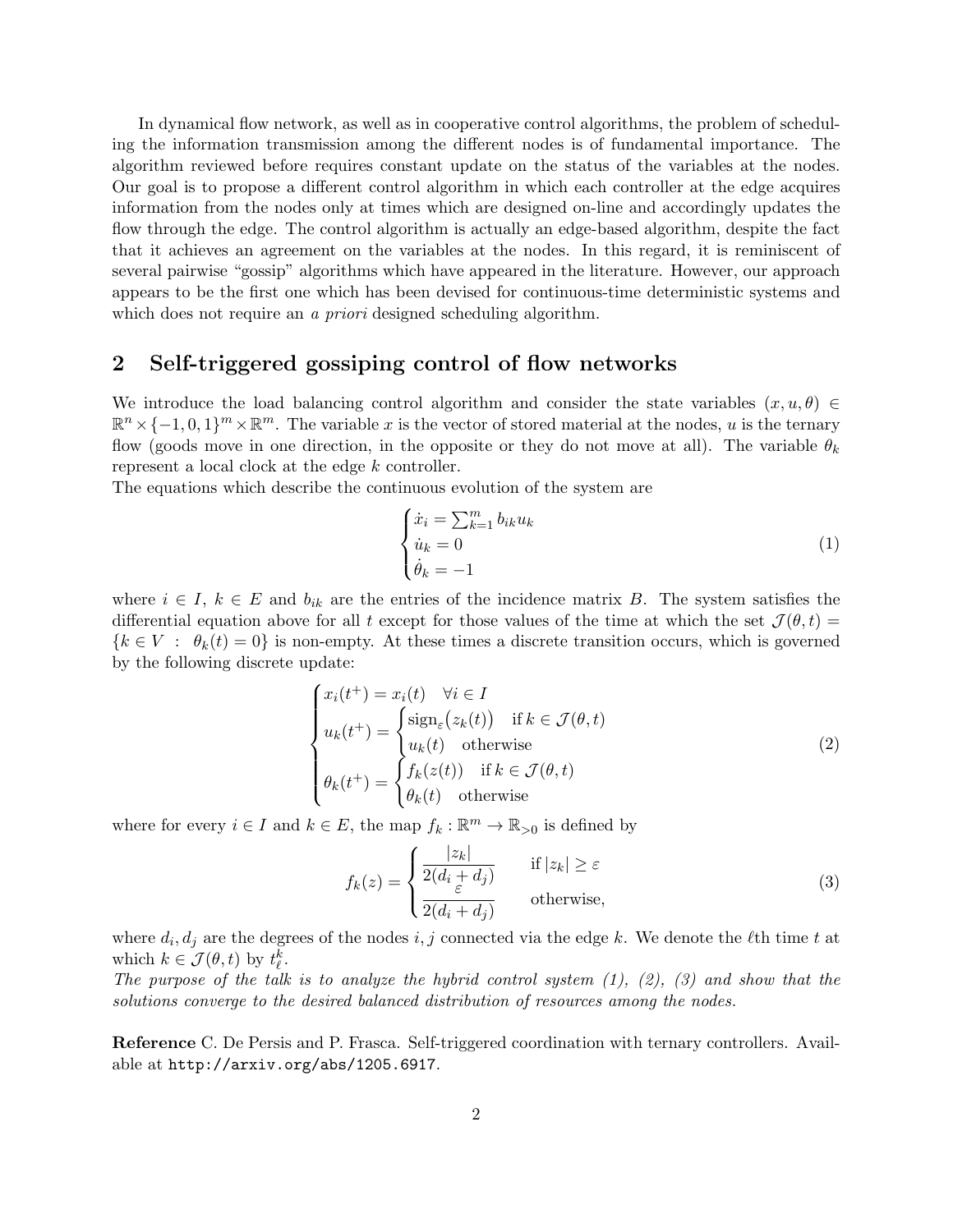In dynamical flow network, as well as in cooperative control algorithms, the problem of scheduling the information transmission among the different nodes is of fundamental importance. The algorithm reviewed before requires constant update on the status of the variables at the nodes. Our goal is to propose a different control algorithm in which each controller at the edge acquires information from the nodes only at times which are designed on-line and accordingly updates the flow through the edge. The control algorithm is actually an edge-based algorithm, despite the fact that it achieves an agreement on the variables at the nodes. In this regard, it is reminiscent of several pairwise "gossip" algorithms which have appeared in the literature. However, our approach appears to be the first one which has been devised for continuous-time deterministic systems and which does not require an *a priori* designed scheduling algorithm.

## 2 Self-triggered gossiping control of flow networks

We introduce the load balancing control algorithm and consider the state variables $(x, u, \theta) \in \mathbb{R}^n \times \{-1, 0, 1\}^m \times \mathbb{R}^m$. The variable $x$ is the vector of stored material at the nodes, $u$ is the ternary flow (goods move in one direction, in the opposite or they do not move at all). The variable $\theta_k$ represent a local clock at the edge $k$ controller.
The equations which describe the continuous evolution of the system are

$$\begin{cases} \dot{x}_i = \sum_{k=1}^m b_{ik} u_k \\ \dot{u}_k = 0 \\ \dot{\theta}_k = -1 \end{cases} \tag{1}$$

where $i \in I$, $k \in E$ and $b_{ik}$ are the entries of the incidence matrix $B$. The system satisfies the differential equation above for all $t$ except for those values of the time at which the set $\mathcal{J}(\theta, t) = \{k \in V \ : \ \theta_k(t) = 0\}$ is non-empty. At these times a discrete transition occurs, which is governed by the following discrete update:

$$\begin{cases} x_i(t^+) = x_i(t) \quad \forall i \in I \\ u_k(t^+) = \begin{cases} \text{sign}_\varepsilon\big(z_k(t)\big) & \text{if } k \in \mathcal{J}(\theta, t) \\ u_k(t) & \text{otherwise} \end{cases} \\ \theta_k(t^+) = \begin{cases} f_k(z(t)) & \text{if } k \in \mathcal{J}(\theta, t) \\ \theta_k(t) & \text{otherwise} \end{cases} \end{cases} \tag{2}$$

where for every $i \in I$ and $k \in E$, the map $f_k : \mathbb{R}^m \to \mathbb{R}_{>0}$ is defined by

$$f_k(z) = \begin{cases} \dfrac{|z_k|}{2(d_i + d_j)} & \text{if } |z_k| \geq \varepsilon \\ \dfrac{\varepsilon}{2(d_i + d_j)} & \text{otherwise,} \end{cases} \tag{3}$$

where $d_i, d_j$ are the degrees of the nodes $i, j$ connected via the edge $k$. We denote the $\ell$th time $t$ at which $k \in \mathcal{J}(\theta, t)$ by $t^k_\ell$.
*The purpose of the talk is to analyze the hybrid control system (1), (2), (3) and show that the solutions converge to the desired balanced distribution of resources among the nodes.*

**Reference** C. De Persis and P. Frasca. Self-triggered coordination with ternary controllers. Available at `http://arxiv.org/abs/1205.6917`.